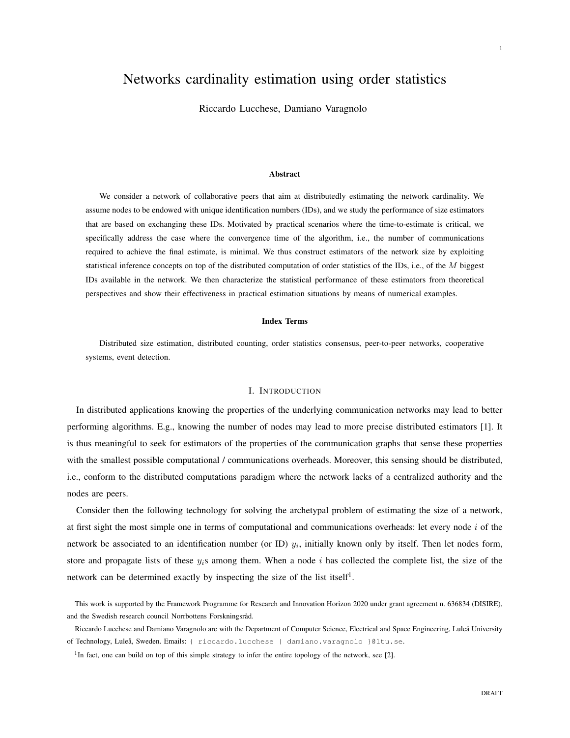# Networks cardinality estimation using order statistics

Riccardo Lucchese, Damiano Varagnolo

### Abstract

We consider a network of collaborative peers that aim at distributedly estimating the network cardinality. We assume nodes to be endowed with unique identification numbers (IDs), and we study the performance of size estimators that are based on exchanging these IDs. Motivated by practical scenarios where the time-to-estimate is critical, we specifically address the case where the convergence time of the algorithm, i.e., the number of communications required to achieve the final estimate, is minimal. We thus construct estimators of the network size by exploiting statistical inference concepts on top of the distributed computation of order statistics of the IDs, i.e., of the $M$ biggest IDs available in the network. We then characterize the statistical performance of these estimators from theoretical perspectives and show their effectiveness in practical estimation situations by means of numerical examples.

### Index Terms

Distributed size estimation, distributed counting, order statistics consensus, peer-to-peer networks, cooperative systems, event detection.

## I. Introduction

In distributed applications knowing the properties of the underlying communication networks may lead to better performing algorithms. E.g., knowing the number of nodes may lead to more precise distributed estimators [1]. It is thus meaningful to seek for estimators of the properties of the communication graphs that sense these properties with the smallest possible computational / communications overheads. Moreover, this sensing should be distributed, i.e., conform to the distributed computations paradigm where the network lacks of a centralized authority and the nodes are peers.

Consider then the following technology for solving the archetypal problem of estimating the size of a network, at first sight the most simple one in terms of computational and communications overheads: let every node $i$ of the network be associated to an identification number (or ID) $y_i$, initially known only by itself. Then let nodes form, store and propagate lists of these $y_i$s among them. When a node $i$ has collected the complete list, the size of the network can be determined exactly by inspecting the size of the list itself[1].

This work is supported by the Framework Programme for Research and Innovation Horizon 2020 under grant agreement n. 636834 (DISIRE), and the Swedish research council Norrbottens Forskningsråd.

Riccardo Lucchese and Damiano Varagnolo are with the Department of Computer Science, Electrical and Space Engineering, Luleå University of Technology, Luleå, Sweden. Emails: { riccardo.lucchese | damiano.varagnolo }@ltu.se.

[1] In fact, one can build on top of this simple strategy to infer the entire topology of the network, see [2].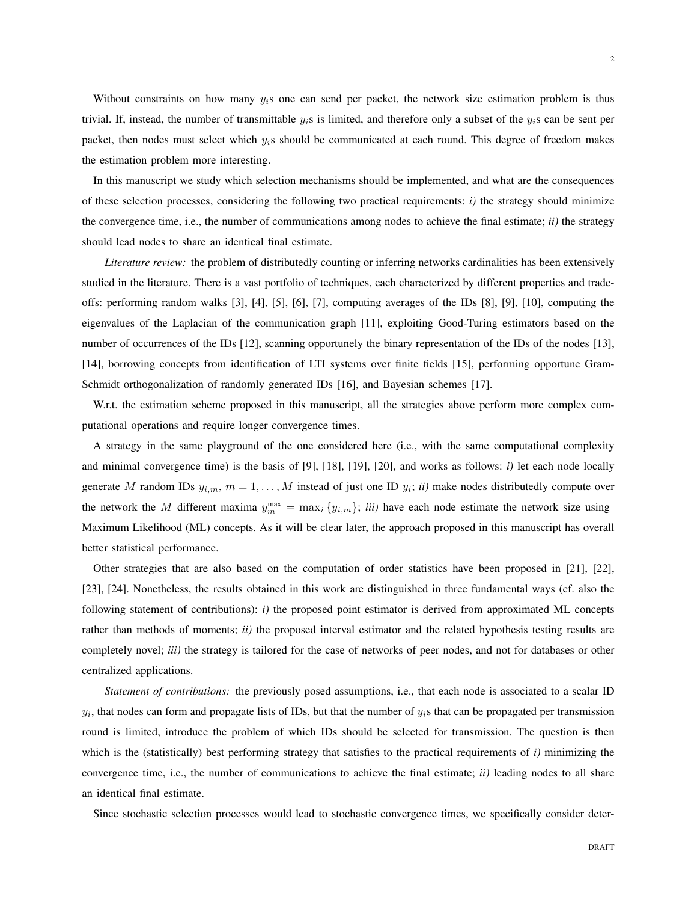Without constraints on how many $y_i$s one can send per packet, the network size estimation problem is thus trivial. If, instead, the number of transmittable $y_i$s is limited, and therefore only a subset of the $y_i$s can be sent per packet, then nodes must select which $y_i$s should be communicated at each round. This degree of freedom makes the estimation problem more interesting.

In this manuscript we study which selection mechanisms should be implemented, and what are the consequences of these selection processes, considering the following two practical requirements: *i)* the strategy should minimize the convergence time, i.e., the number of communications among nodes to achieve the final estimate; *ii)* the strategy should lead nodes to share an identical final estimate.

*Literature review:* the problem of distributedly counting or inferring networks cardinalities has been extensively studied in the literature. There is a vast portfolio of techniques, each characterized by different properties and trade-offs: performing random walks [3], [4], [5], [6], [7], computing averages of the IDs [8], [9], [10], computing the eigenvalues of the Laplacian of the communication graph [11], exploiting Good-Turing estimators based on the number of occurrences of the IDs [12], scanning opportunely the binary representation of the IDs of the nodes [13], [14], borrowing concepts from identification of LTI systems over finite fields [15], performing opportune Gram-Schmidt orthogonalization of randomly generated IDs [16], and Bayesian schemes [17].

W.r.t. the estimation scheme proposed in this manuscript, all the strategies above perform more complex computational operations and require longer convergence times.

A strategy in the same playground of the one considered here (i.e., with the same computational complexity and minimal convergence time) is the basis of [9], [18], [19], [20], and works as follows: *i)* let each node locally generate $M$ random IDs $y_{i,m}$, $m = 1, \ldots, M$ instead of just one ID $y_i$; *ii)* make nodes distributedly compute over the network the $M$ different maxima $y_m^{\max} = \max_i \{y_{i,m}\}$; *iii)* have each node estimate the network size using Maximum Likelihood (ML) concepts. As it will be clear later, the approach proposed in this manuscript has overall better statistical performance.

Other strategies that are also based on the computation of order statistics have been proposed in [21], [22], [23], [24]. Nonetheless, the results obtained in this work are distinguished in three fundamental ways (cf. also the following statement of contributions): *i)* the proposed point estimator is derived from approximated ML concepts rather than methods of moments; *ii)* the proposed interval estimator and the related hypothesis testing results are completely novel; *iii)* the strategy is tailored for the case of networks of peer nodes, and not for databases or other centralized applications.

*Statement of contributions:* the previously posed assumptions, i.e., that each node is associated to a scalar ID $y_i$, that nodes can form and propagate lists of IDs, but that the number of $y_i$s that can be propagated per transmission round is limited, introduce the problem of which IDs should be selected for transmission. The question is then which is the (statistically) best performing strategy that satisfies to the practical requirements of *i)* minimizing the convergence time, i.e., the number of communications to achieve the final estimate; *ii)* leading nodes to all share an identical final estimate.

Since stochastic selection processes would lead to stochastic convergence times, we specifically consider deter-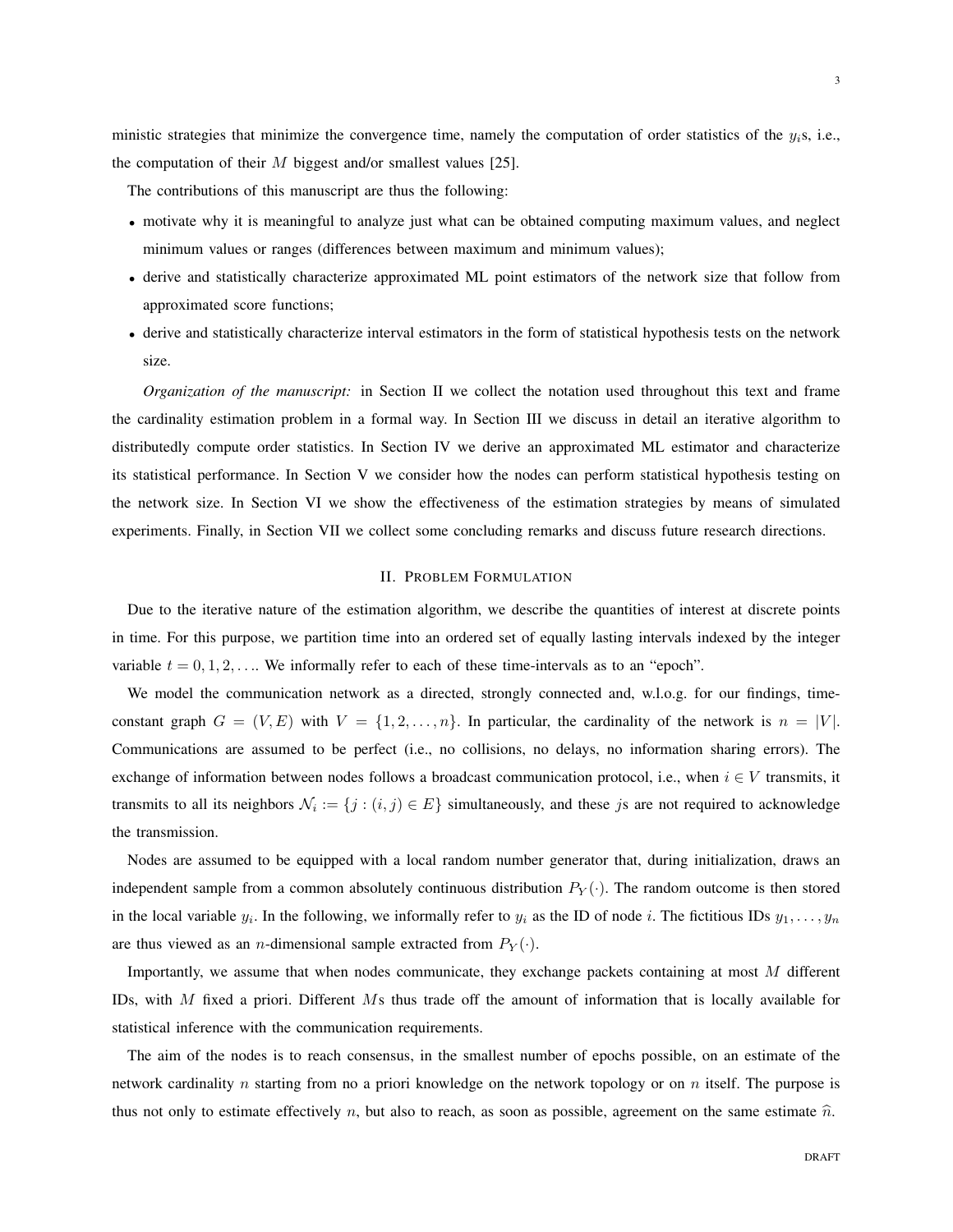ministic strategies that minimize the convergence time, namely the computation of order statistics of the $y_i$s, i.e., the computation of their $M$ biggest and/or smallest values [25].

The contributions of this manuscript are thus the following:

- motivate why it is meaningful to analyze just what can be obtained computing maximum values, and neglect minimum values or ranges (differences between maximum and minimum values);
- derive and statistically characterize approximated ML point estimators of the network size that follow from approximated score functions;
- derive and statistically characterize interval estimators in the form of statistical hypothesis tests on the network size.

*Organization of the manuscript:* in Section II we collect the notation used throughout this text and frame the cardinality estimation problem in a formal way. In Section III we discuss in detail an iterative algorithm to distributedly compute order statistics. In Section IV we derive an approximated ML estimator and characterize its statistical performance. In Section V we consider how the nodes can perform statistical hypothesis testing on the network size. In Section VI we show the effectiveness of the estimation strategies by means of simulated experiments. Finally, in Section VII we collect some concluding remarks and discuss future research directions.

## II. Problem Formulation

Due to the iterative nature of the estimation algorithm, we describe the quantities of interest at discrete points in time. For this purpose, we partition time into an ordered set of equally lasting intervals indexed by the integer variable $t = 0, 1, 2, \ldots$. We informally refer to each of these time-intervals as to an "epoch".

We model the communication network as a directed, strongly connected and, w.l.o.g. for our findings, time-constant graph $G = (V, E)$ with $V = \{1, 2, \ldots, n\}$. In particular, the cardinality of the network is $n = |V|$. Communications are assumed to be perfect (i.e., no collisions, no delays, no information sharing errors). The exchange of information between nodes follows a broadcast communication protocol, i.e., when $i \in V$ transmits, it transmits to all its neighbors $\mathcal{N}_i := \{j : (i, j) \in E\}$ simultaneously, and these $j$s are not required to acknowledge the transmission.

Nodes are assumed to be equipped with a local random number generator that, during initialization, draws an independent sample from a common absolutely continuous distribution $P_Y(\cdot)$. The random outcome is then stored in the local variable $y_i$. In the following, we informally refer to $y_i$ as the ID of node $i$. The fictitious IDs $y_1, \ldots, y_n$ are thus viewed as an $n$-dimensional sample extracted from $P_Y(\cdot)$.

Importantly, we assume that when nodes communicate, they exchange packets containing at most $M$ different IDs, with $M$ fixed a priori. Different $M$s thus trade off the amount of information that is locally available for statistical inference with the communication requirements.

The aim of the nodes is to reach consensus, in the smallest number of epochs possible, on an estimate of the network cardinality $n$ starting from no a priori knowledge on the network topology or on $n$ itself. The purpose is thus not only to estimate effectively $n$, but also to reach, as soon as possible, agreement on the same estimate $\widehat{n}$.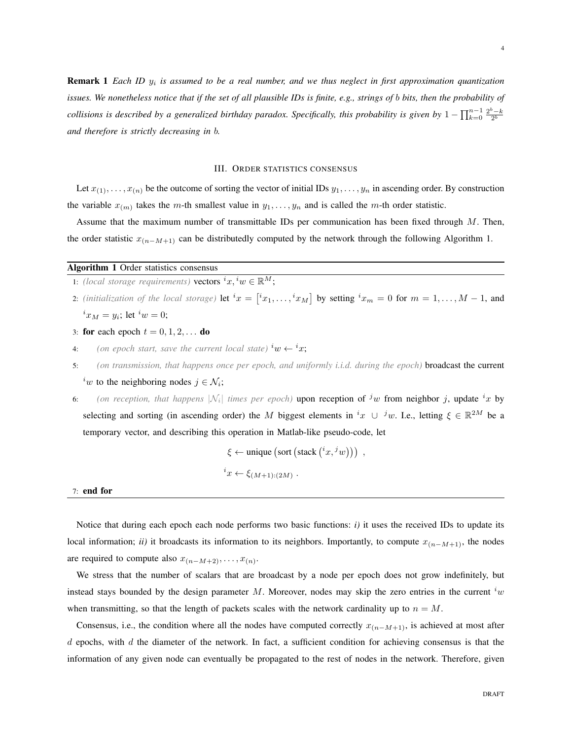**Remark 1** *Each ID $y_i$ is assumed to be a real number, and we thus neglect in first approximation quantization issues. We nonetheless notice that if the set of all plausible IDs is finite, e.g., strings of $b$ bits, then the probability of collisions is described by a generalized birthday paradox. Specifically, this probability is given by $1 - \prod_{k=0}^{n-1} \frac{2^b - k}{2^b}$ and therefore is strictly decreasing in $b$.*

## III. Order statistics consensus

Let $x_{(1)}, \ldots, x_{(n)}$ be the outcome of sorting the vector of initial IDs $y_1, \ldots, y_n$ in ascending order. By construction the variable $x_{(m)}$ takes the $m$-th smallest value in $y_1, \ldots, y_n$ and is called the $m$-th order statistic.

Assume that the maximum number of transmittable IDs per communication has been fixed through $M$. Then, the order statistic $x_{(n-M+1)}$ can be distributedly computed by the network through the following Algorithm 1.

**Algorithm 1** Order statistics consensus

1: *(local storage requirements)* vectors ${}^{i}x, {}^{i}w \in \mathbb{R}^M$;

2: *(initialization of the local storage)* let ${}^{i}x = \left[{}^{i}x_1, \ldots, {}^{i}x_M\right]$ by setting ${}^{i}x_m = 0$ for $m = 1, \ldots, M-1$, and ${}^{i}x_M = y_i$; let ${}^{i}w = 0$;

3: **for** each epoch $t = 0, 1, 2, \ldots$ **do**

4: *(on epoch start, save the current local state)* ${}^{i}w \leftarrow {}^{i}x$;

5: *(on transmission, that happens once per epoch, and uniformly i.i.d. during the epoch)* broadcast the current ${}^{i}w$ to the neighboring nodes $j \in \mathcal{N}_i$;

6: *(on reception, that happens $|\mathcal{N}_i|$ times per epoch)* upon reception of ${}^{j}w$ from neighbor $j$, update ${}^{i}x$ by selecting and sorting (in ascending order) the $M$ biggest elements in ${}^{i}x \cup {}^{j}w$. I.e., letting $\xi \in \mathbb{R}^{2M}$ be a temporary vector, and describing this operation in Matlab-like pseudo-code, let

$$\xi \leftarrow \text{unique}\left(\text{sort}\left(\text{stack}\left({}^{i}x, {}^{j}w\right)\right)\right) ,$$

$${}^{i}x \leftarrow \xi_{(M+1):(2M)} .$$

7: **end for**

Notice that during each epoch each node performs two basic functions: *i)* it uses the received IDs to update its local information; *ii)* it broadcasts its information to its neighbors. Importantly, to compute $x_{(n-M+1)}$, the nodes are required to compute also $x_{(n-M+2)}, \ldots, x_{(n)}$.

We stress that the number of scalars that are broadcast by a node per epoch does not grow indefinitely, but instead stays bounded by the design parameter $M$. Moreover, nodes may skip the zero entries in the current ${}^{i}w$ when transmitting, so that the length of packets scales with the network cardinality up to $n = M$.

Consensus, i.e., the condition where all the nodes have computed correctly $x_{(n-M+1)}$, is achieved at most after $d$ epochs, with $d$ the diameter of the network. In fact, a sufficient condition for achieving consensus is that the information of any given node can eventually be propagated to the rest of nodes in the network. Therefore, given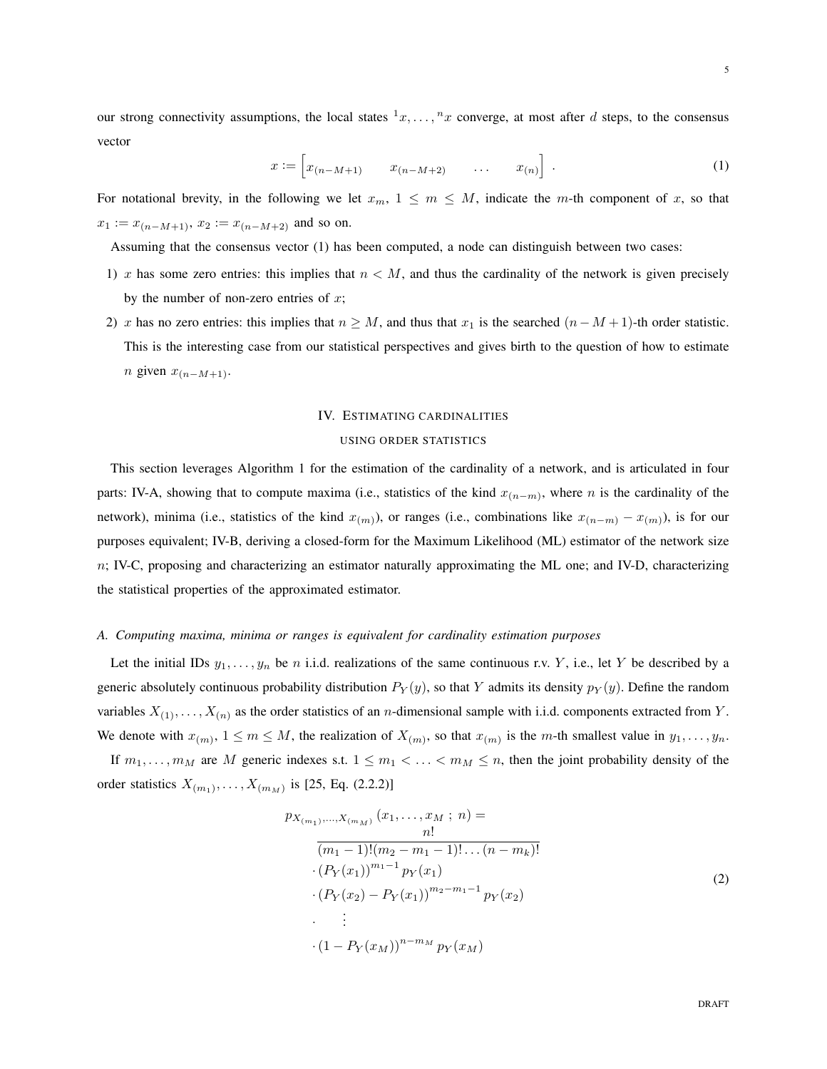our strong connectivity assumptions, the local states ${}^1x, \ldots, {}^nx$ converge, at most after $d$ steps, to the consensus vector

$$x := \begin{bmatrix} x_{(n-M+1)} & x_{(n-M+2)} & \ldots & x_{(n)} \end{bmatrix} . \tag{1}$$

For notational brevity, in the following we let $x_m$, $1 \leq m \leq M$, indicate the $m$-th component of $x$, so that $x_1 := x_{(n-M+1)}$, $x_2 := x_{(n-M+2)}$ and so on.

Assuming that the consensus vector (1) has been computed, a node can distinguish between two cases:

1) $x$ has some zero entries: this implies that $n < M$, and thus the cardinality of the network is given precisely by the number of non-zero entries of $x$;
2) $x$ has no zero entries: this implies that $n \geq M$, and thus that $x_1$ is the searched $(n-M+1)$-th order statistic. This is the interesting case from our statistical perspectives and gives birth to the question of how to estimate $n$ given $x_{(n-M+1)}$.

## IV. Estimating cardinalities using order statistics

This section leverages Algorithm 1 for the estimation of the cardinality of a network, and is articulated in four parts: IV-A, showing that to compute maxima (i.e., statistics of the kind $x_{(n-m)}$, where $n$ is the cardinality of the network), minima (i.e., statistics of the kind $x_{(m)}$), or ranges (i.e., combinations like $x_{(n-m)} - x_{(m)}$), is for our purposes equivalent; IV-B, deriving a closed-form for the Maximum Likelihood (ML) estimator of the network size $n$; IV-C, proposing and characterizing an estimator naturally approximating the ML one; and IV-D, characterizing the statistical properties of the approximated estimator.

### *A. Computing maxima, minima or ranges is equivalent for cardinality estimation purposes*

Let the initial IDs $y_1, \ldots, y_n$ be $n$ i.i.d. realizations of the same continuous r.v. $Y$, i.e., let $Y$ be described by a generic absolutely continuous probability distribution $P_Y(y)$, so that $Y$ admits its density $p_Y(y)$. Define the random variables $X_{(1)}, \ldots, X_{(n)}$ as the order statistics of an $n$-dimensional sample with i.i.d. components extracted from $Y$. We denote with $x_{(m)}$, $1 \leq m \leq M$, the realization of $X_{(m)}$, so that $x_{(m)}$ is the $m$-th smallest value in $y_1, \ldots, y_n$.

If $m_1, \ldots, m_M$ are $M$ generic indexes s.t. $1 \leq m_1 < \ldots < m_M \leq n$, then the joint probability density of the order statistics $X_{(m_1)}, \ldots, X_{(m_M)}$ is [25, Eq. (2.2.2)]

$$\begin{aligned}
p_{X_{(m_1)},\ldots,X_{(m_M)}}&(x_1, \ldots, x_M\, ;\, n) = \\
&\frac{n!}{(m_1-1)!(m_2-m_1-1)!\ldots(n-m_k)!} \\
&\cdot \left(P_Y(x_1)\right)^{m_1-1} p_Y(x_1) \\
&\cdot \left(P_Y(x_2) - P_Y(x_1)\right)^{m_2-m_1-1} p_Y(x_2) \\
&\cdot \quad \vdots \\
&\cdot \left(1 - P_Y(x_M)\right)^{n-m_M} p_Y(x_M)
\end{aligned} \tag{2}$$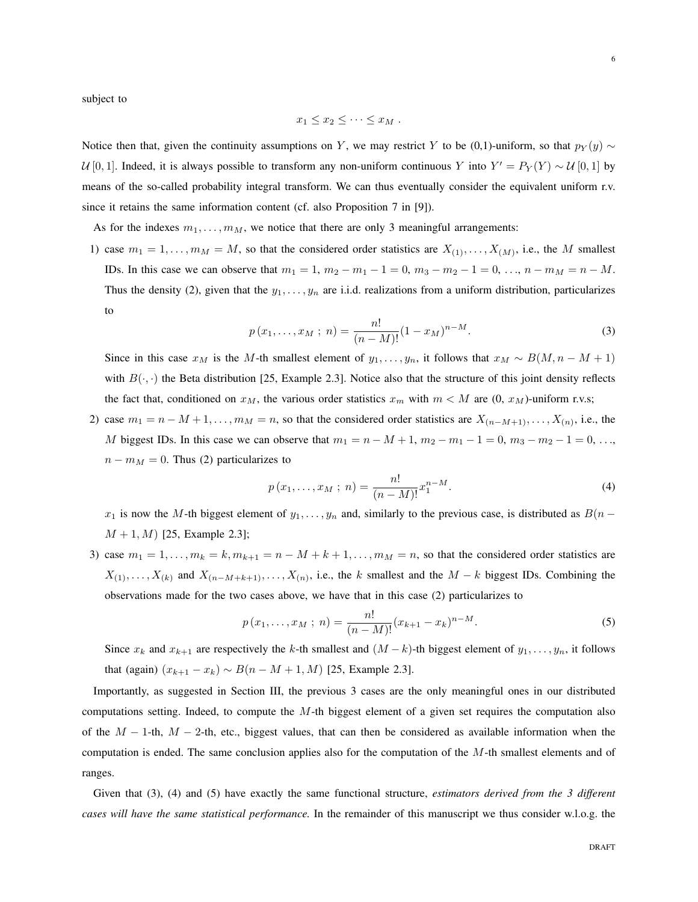subject to

$$x_1 \leq x_2 \leq \cdots \leq x_M \ .$$

Notice then that, given the continuity assumptions on $Y$, we may restrict $Y$ to be (0,1)-uniform, so that $p_Y(y) \sim \mathcal{U}[0,1]$. Indeed, it is always possible to transform any non-uniform continuous $Y$ into $Y' = P_Y(Y) \sim \mathcal{U}[0,1]$ by means of the so-called probability integral transform. We can thus eventually consider the equivalent uniform r.v. since it retains the same information content (cf. also Proposition 7 in [9]).

As for the indexes $m_1, \ldots, m_M$, we notice that there are only 3 meaningful arrangements:

1) case $m_1 = 1, \ldots, m_M = M$, so that the considered order statistics are $X_{(1)}, \ldots, X_{(M)}$, i.e., the $M$ smallest IDs. In this case we can observe that $m_1 = 1$, $m_2 - m_1 - 1 = 0$, $m_3 - m_2 - 1 = 0$, ..., $n - m_M = n - M$. Thus the density (2), given that the $y_1, \ldots, y_n$ are i.i.d. realizations from a uniform distribution, particularizes to

$$p\left(x_1, \ldots, x_M \ ; \ n\right) = \frac{n!}{(n-M)!}(1 - x_M)^{n-M}. \tag{3}$$

Since in this case $x_M$ is the $M$-th smallest element of $y_1, \ldots, y_n$, it follows that $x_M \sim B(M, n-M+1)$ with $B(\cdot,\cdot)$ the Beta distribution [25, Example 2.3]. Notice also that the structure of this joint density reflects the fact that, conditioned on $x_M$, the various order statistics $x_m$ with $m < M$ are (0, $x_M$)-uniform r.v.s;

2) case $m_1 = n - M + 1, \ldots, m_M = n$, so that the considered order statistics are $X_{(n-M+1)}, \ldots, X_{(n)}$, i.e., the $M$ biggest IDs. In this case we can observe that $m_1 = n - M + 1$, $m_2 - m_1 - 1 = 0$, $m_3 - m_2 - 1 = 0$, ..., $n - m_M = 0$. Thus (2) particularizes to

$$p\left(x_1, \ldots, x_M \ ; \ n\right) = \frac{n!}{(n-M)!}x_1^{n-M}. \tag{4}$$

$x_1$ is now the $M$-th biggest element of $y_1, \ldots, y_n$ and, similarly to the previous case, is distributed as $B(n-M+1, M)$ [25, Example 2.3];

3) case $m_1 = 1, \ldots, m_k = k, m_{k+1} = n - M + k + 1, \ldots, m_M = n$, so that the considered order statistics are $X_{(1)}, \ldots, X_{(k)}$ and $X_{(n-M+k+1)}, \ldots, X_{(n)}$, i.e., the $k$ smallest and the $M - k$ biggest IDs. Combining the observations made for the two cases above, we have that in this case (2) particularizes to

$$p\left(x_1, \ldots, x_M \ ; \ n\right) = \frac{n!}{(n-M)!}(x_{k+1} - x_k)^{n-M}. \tag{5}$$

Since $x_k$ and $x_{k+1}$ are respectively the $k$-th smallest and $(M-k)$-th biggest element of $y_1, \ldots, y_n$, it follows that (again) $(x_{k+1} - x_k) \sim B(n-M+1, M)$ [25, Example 2.3].

Importantly, as suggested in Section III, the previous 3 cases are the only meaningful ones in our distributed computations setting. Indeed, to compute the $M$-th biggest element of a given set requires the computation also of the $M-1$-th, $M-2$-th, etc., biggest values, that can then be considered as available information when the computation is ended. The same conclusion applies also for the computation of the $M$-th smallest elements and of ranges.

Given that (3), (4) and (5) have exactly the same functional structure, *estimators derived from the 3 different cases will have the same statistical performance.* In the remainder of this manuscript we thus consider w.l.o.g. the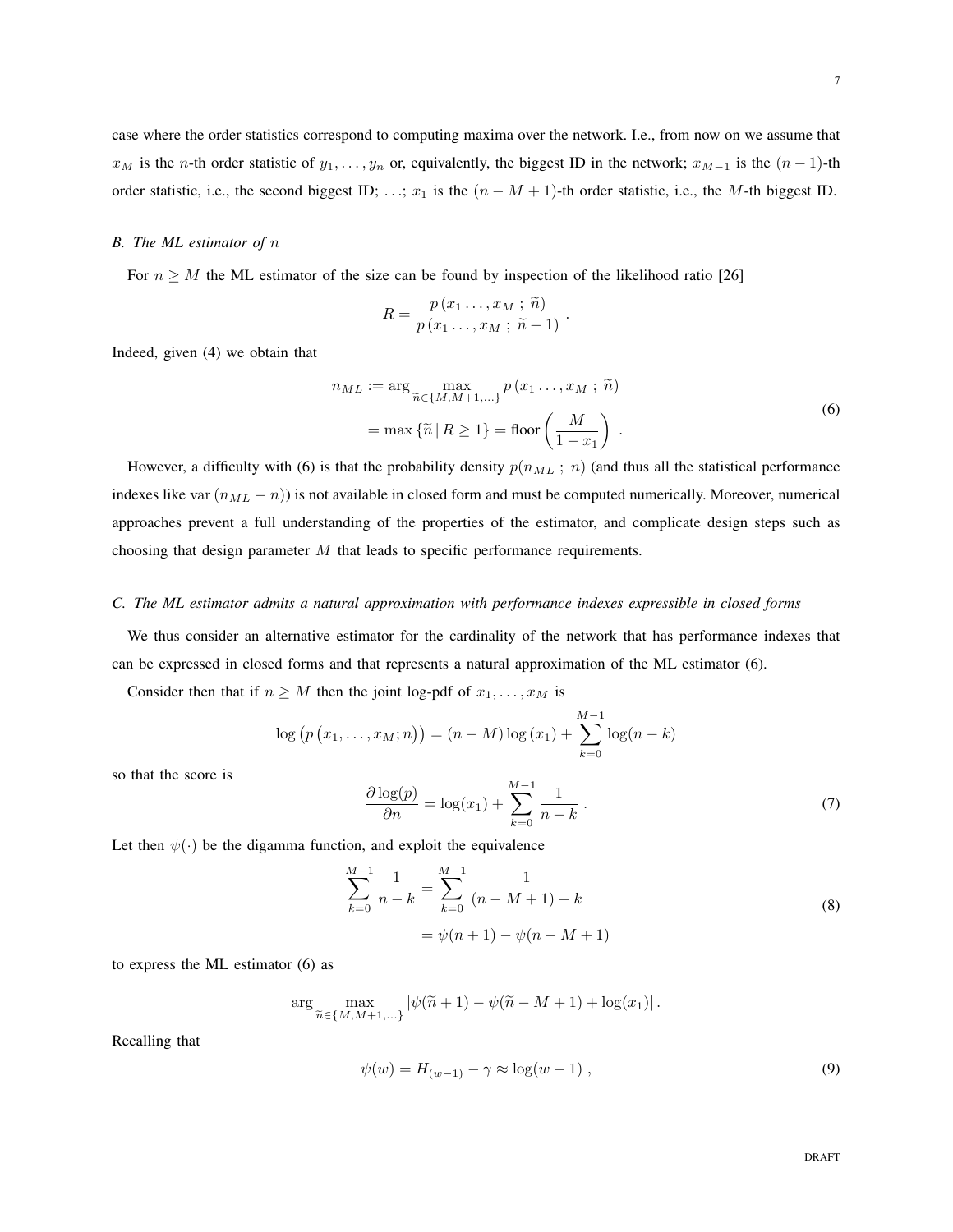case where the order statistics correspond to computing maxima over the network. I.e., from now on we assume that $x_M$ is the $n$-th order statistic of $y_1, \ldots, y_n$ or, equivalently, the biggest ID in the network; $x_{M-1}$ is the $(n-1)$-th order statistic, i.e., the second biggest ID; …; $x_1$ is the $(n-M+1)$-th order statistic, i.e., the $M$-th biggest ID.

### *B. The ML estimator of $n$*

For $n \geq M$ the ML estimator of the size can be found by inspection of the likelihood ratio [26]

$$R = \frac{p\left(x_1 \ldots, x_M \; ; \; \widetilde{n}\right)}{p\left(x_1 \ldots, x_M \; ; \; \widetilde{n} - 1\right)} \; .$$

Indeed, given (4) we obtain that

$$\begin{aligned} n_{ML} &:= \arg \max_{\widetilde{n} \in \{M, M+1, \ldots\}} p\left(x_1 \ldots, x_M \; ; \; \widetilde{n}\right) \\ &= \max\left\{\widetilde{n} \,|\, R \geq 1\right\} = \text{floor}\left(\frac{M}{1 - x_1}\right) \; . \end{aligned} \tag{6}$$

However, a difficulty with (6) is that the probability density $p(n_{ML} \; ; \; n)$ (and thus all the statistical performance indexes like $\text{var}\left(n_{ML} - n\right)$) is not available in closed form and must be computed numerically. Moreover, numerical approaches prevent a full understanding of the properties of the estimator, and complicate design steps such as choosing that design parameter $M$ that leads to specific performance requirements.

### *C. The ML estimator admits a natural approximation with performance indexes expressible in closed forms*

We thus consider an alternative estimator for the cardinality of the network that has performance indexes that can be expressed in closed forms and that represents a natural approximation of the ML estimator (6).

Consider then that if $n \geq M$ then the joint log-pdf of $x_1, \ldots, x_M$ is

$$\log\left(p\left(x_1, \ldots, x_M; n\right)\right) = (n - M)\log\left(x_1\right) + \sum_{k=0}^{M-1} \log(n-k)$$

so that the score is

$$\frac{\partial \log(p)}{\partial n} = \log(x_1) + \sum_{k=0}^{M-1} \frac{1}{n-k} \; . \tag{7}$$

Let then $\psi(\cdot)$ be the digamma function, and exploit the equivalence

$$\begin{aligned} \sum_{k=0}^{M-1} \frac{1}{n-k} &= \sum_{k=0}^{M-1} \frac{1}{(n-M+1)+k} \\ &= \psi(n+1) - \psi(n-M+1) \end{aligned} \tag{8}$$

to express the ML estimator (6) as

$$\arg \max_{\widetilde{n} \in \{M, M+1, \ldots\}} \left|\psi(\widetilde{n}+1) - \psi(\widetilde{n} - M + 1) + \log(x_1)\right| .$$

Recalling that

$$\psi(w) = H_{(w-1)} - \gamma \approx \log(w-1) \; , \tag{9}$$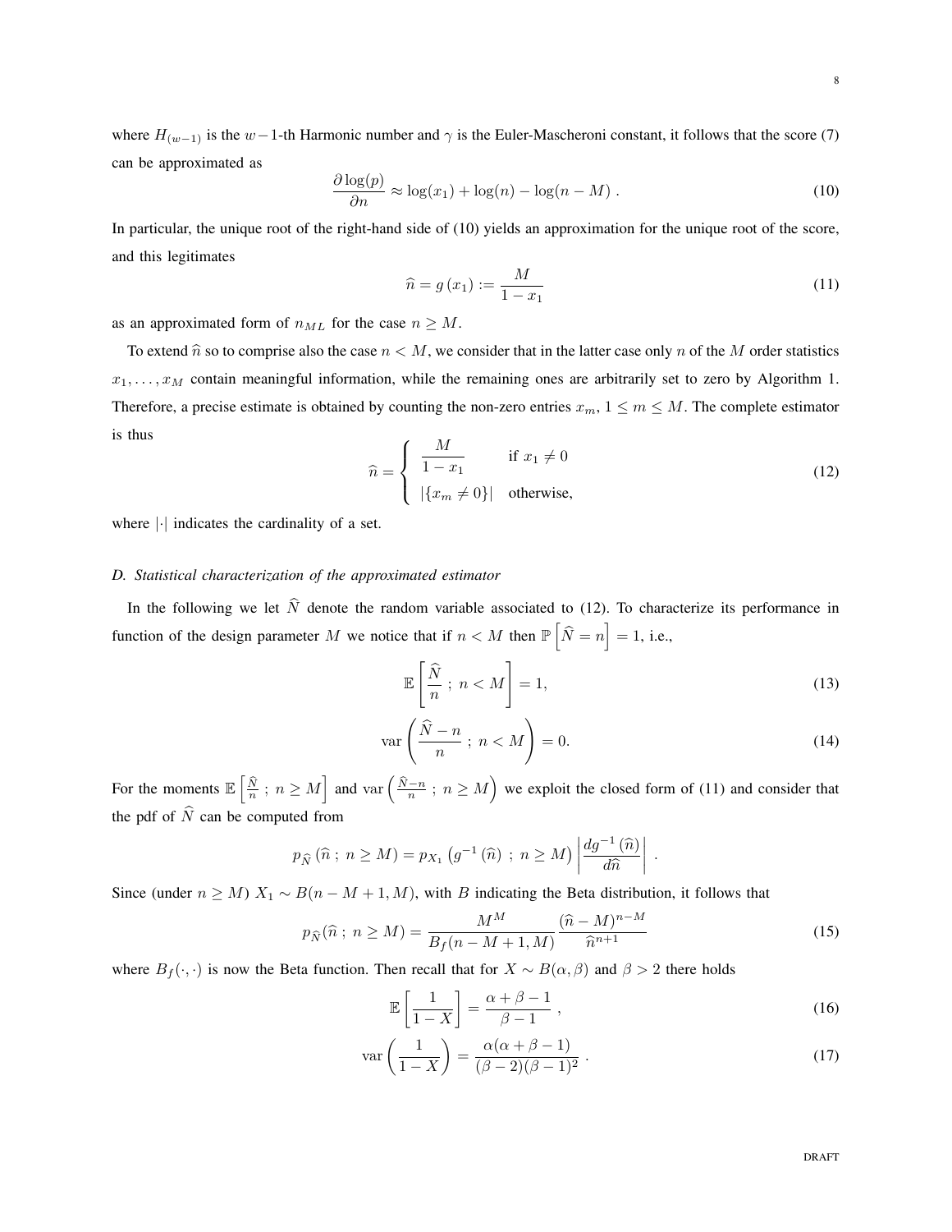where $H_{(w-1)}$ is the $w-1$-th Harmonic number and $\gamma$ is the Euler-Mascheroni constant, it follows that the score (7) can be approximated as

$$\frac{\partial \log(p)}{\partial n} \approx \log(x_1) + \log(n) - \log(n - M) \, . \tag{10}$$

In particular, the unique root of the right-hand side of (10) yields an approximation for the unique root of the score, and this legitimates

$$\widehat{n} = g\left(x_1\right) := \frac{M}{1 - x_1} \tag{11}$$

as an approximated form of $n_{ML}$ for the case $n \geq M$.

To extend $\widehat{n}$ so to comprise also the case $n < M$, we consider that in the latter case only $n$ of the $M$ order statistics $x_1, \ldots, x_M$ contain meaningful information, while the remaining ones are arbitrarily set to zero by Algorithm 1. Therefore, a precise estimate is obtained by counting the non-zero entries $x_m$, $1 \leq m \leq M$. The complete estimator is thus

$$\widehat{n} = \begin{cases} \dfrac{M}{1 - x_1} & \text{if } x_1 \neq 0 \\ \left|\{x_m \neq 0\}\right| & \text{otherwise,} \end{cases} \tag{12}$$

where $|\cdot|$ indicates the cardinality of a set.

### *D. Statistical characterization of the approximated estimator*

In the following we let $\widehat{N}$ denote the random variable associated to (12). To characterize its performance in function of the design parameter $M$ we notice that if $n < M$ then $\mathbb{P}\left[\widehat{N} = n\right] = 1$, i.e.,

$$\mathbb{E}\left[\frac{\widehat{N}}{n} \, ; \, n < M\right] = 1, \tag{13}$$

$$\text{var}\left(\frac{\widehat{N} - n}{n} \, ; \, n < M\right) = 0. \tag{14}$$

For the moments $\mathbb{E}\left[\frac{\widehat{N}}{n} \, ; \, n \geq M\right]$ and $\text{var}\left(\frac{\widehat{N}-n}{n} \, ; \, n \geq M\right)$ we exploit the closed form of (11) and consider that the pdf of $\widehat{N}$ can be computed from

$$p_{\widehat{N}}\left(\widehat{n} \, ; \, n \geq M\right) = p_{X_1}\left(g^{-1}\left(\widehat{n}\right) \, ; \, n \geq M\right) \left|\frac{dg^{-1}\left(\widehat{n}\right)}{d\widehat{n}}\right| \, .$$

Since (under $n \geq M$) $X_1 \sim B(n - M + 1, M)$, with $B$ indicating the Beta distribution, it follows that

$$p_{\widehat{N}}(\widehat{n} \, ; \, n \geq M) = \frac{M^M}{B_f(n - M + 1, M)} \frac{(\widehat{n} - M)^{n-M}}{\widehat{n}^{n+1}} \tag{15}$$

where $B_f(\cdot, \cdot)$ is now the Beta function. Then recall that for $X \sim B(\alpha, \beta)$ and $\beta > 2$ there holds

$$\mathbb{E}\left[\frac{1}{1 - X}\right] = \frac{\alpha + \beta - 1}{\beta - 1} \, , \tag{16}$$

$$\text{var}\left(\frac{1}{1 - X}\right) = \frac{\alpha(\alpha + \beta - 1)}{(\beta - 2)(\beta - 1)^2} \, . \tag{17}$$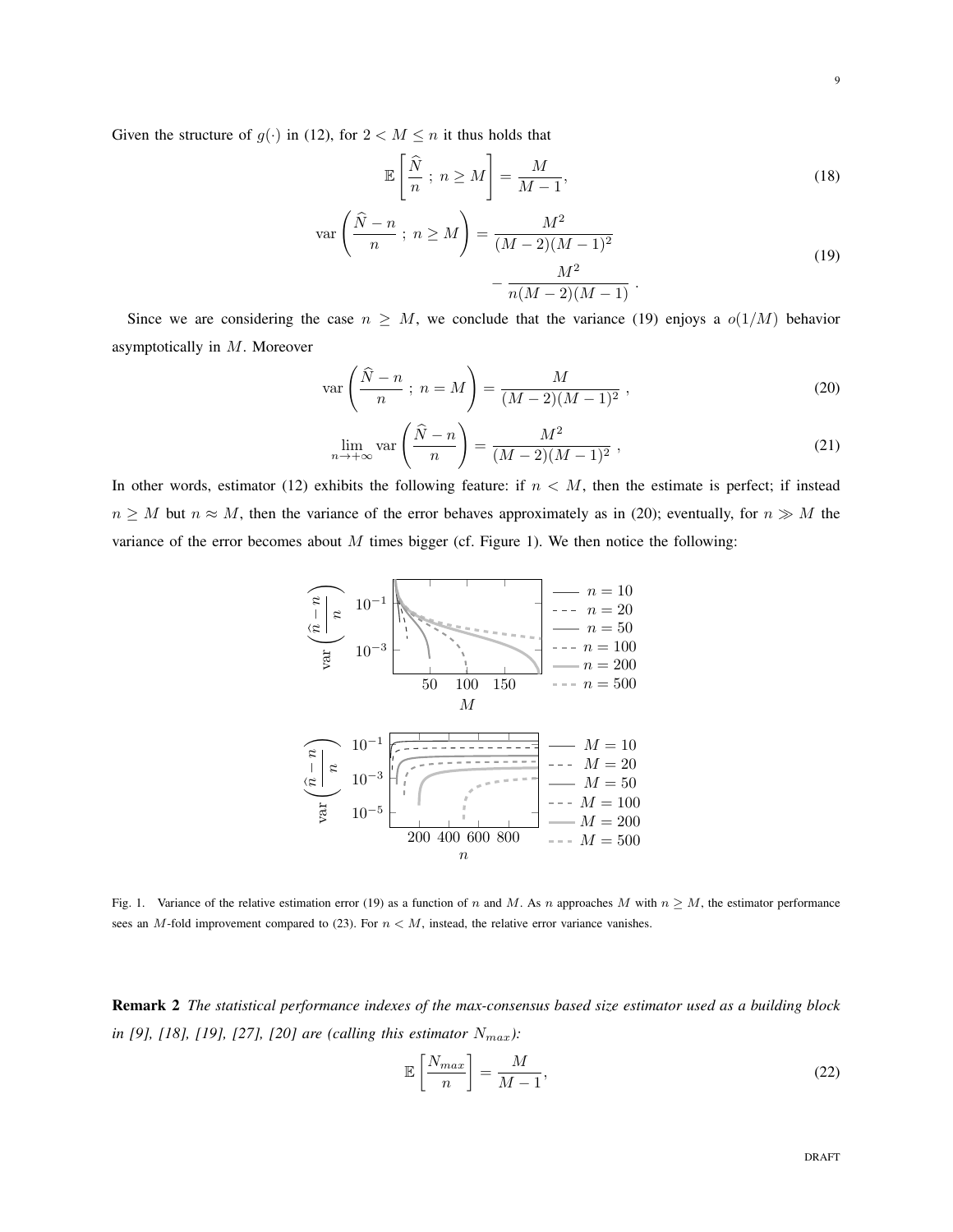Given the structure of $g(\cdot)$ in (12), for $2 < M \leq n$ it thus holds that

$$\mathbb{E}\left[\frac{\widehat{N}}{n}\ ;\ n \geq M\right] = \frac{M}{M-1}, \tag{18}$$

$$\operatorname{var}\left(\frac{\widehat{N}-n}{n}\ ;\ n \geq M\right) = \frac{M^2}{(M-2)(M-1)^2} - \frac{M^2}{n(M-2)(M-1)}\ . \tag{19}$$

Since we are considering the case $n \geq M$, we conclude that the variance (19) enjoys a $o(1/M)$ behavior asymptotically in $M$. Moreover

$$\operatorname{var}\left(\frac{\widehat{N}-n}{n}\ ;\ n = M\right) = \frac{M}{(M-2)(M-1)^2}\ , \tag{20}$$

$$\lim_{n\to+\infty} \operatorname{var}\left(\frac{\widehat{N}-n}{n}\right) = \frac{M^2}{(M-2)(M-1)^2}\ , \tag{21}$$

In other words, estimator (12) exhibits the following feature: if $n < M$, then the estimate is perfect; if instead $n \geq M$ but $n \approx M$, then the variance of the error behaves approximately as in (20); eventually, for $n \gg M$ the variance of the error becomes about $M$ times bigger (cf. Figure 1). We then notice the following:

Fig. 1. Variance of the relative estimation error (19) as a function of $n$ and $M$. As $n$ approaches $M$ with $n \geq M$, the estimator performance sees an $M$-fold improvement compared to (23). For $n < M$, instead, the relative error variance vanishes.

**Remark 2** *The statistical performance indexes of the max-consensus based size estimator used as a building block in [9], [18], [19], [27], [20] are (calling this estimator $N_{max}$):*

$$\mathbb{E}\left[\frac{N_{max}}{n}\right] = \frac{M}{M-1}, \tag{22}$$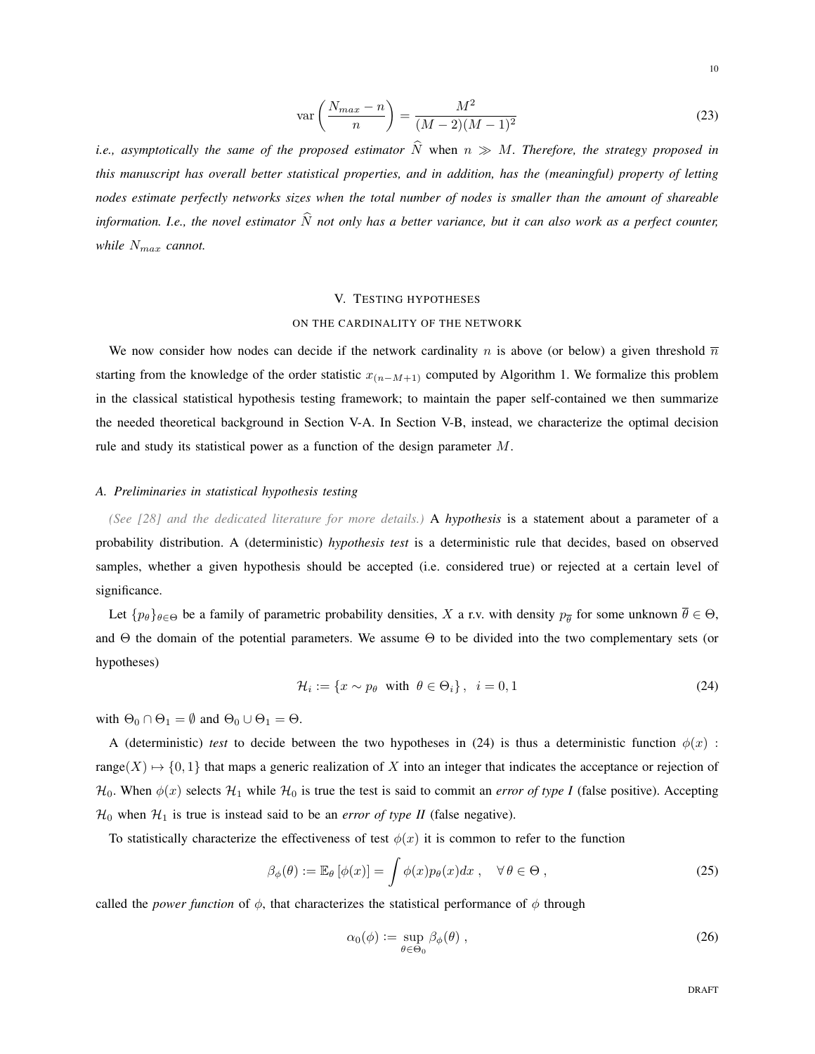$$\operatorname{var}\left(\frac{N_{max} - n}{n}\right) = \frac{M^2}{(M-2)(M-1)^2} \tag{23}$$

*i.e., asymptotically the same of the proposed estimator $\widehat{N}$ when $n \gg M$. Therefore, the strategy proposed in this manuscript has overall better statistical properties, and in addition, has the (meaningful) property of letting nodes estimate perfectly networks sizes when the total number of nodes is smaller than the amount of shareable information. I.e., the novel estimator $\widehat{N}$ not only has a better variance, but it can also work as a perfect counter, while $N_{max}$ cannot.*

## V. Testing hypotheses on the cardinality of the network

We now consider how nodes can decide if the network cardinality $n$ is above (or below) a given threshold $\overline{n}$ starting from the knowledge of the order statistic $x_{(n-M+1)}$ computed by Algorithm 1. We formalize this problem in the classical statistical hypothesis testing framework; to maintain the paper self-contained we then summarize the needed theoretical background in Section V-A. In Section V-B, instead, we characterize the optimal decision rule and study its statistical power as a function of the design parameter $M$.

### A. Preliminaries in statistical hypothesis testing

*(See [28] and the dedicated literature for more details.)* A ***hypothesis*** is a statement about a parameter of a probability distribution. A (deterministic) ***hypothesis test*** is a deterministic rule that decides, based on observed samples, whether a given hypothesis should be accepted (i.e. considered true) or rejected at a certain level of significance.

Let $\{p_\theta\}_{\theta \in \Theta}$ be a family of parametric probability densities, $X$ a r.v. with density $p_{\overline{\theta}}$ for some unknown $\overline{\theta} \in \Theta$, and $\Theta$ the domain of the potential parameters. We assume $\Theta$ to be divided into the two complementary sets (or hypotheses)

$$\mathcal{H}_i := \{x \sim p_\theta \text{ with } \theta \in \Theta_i\}, \quad i = 0, 1 \tag{24}$$

with $\Theta_0 \cap \Theta_1 = \emptyset$ and $\Theta_0 \cup \Theta_1 = \Theta$.

A (deterministic) *test* to decide between the two hypotheses in (24) is thus a deterministic function $\phi(x)$ : range$(X) \mapsto \{0, 1\}$ that maps a generic realization of $X$ into an integer that indicates the acceptance or rejection of $\mathcal{H}_0$. When $\phi(x)$ selects $\mathcal{H}_1$ while $\mathcal{H}_0$ is true the test is said to commit an *error of type I* (false positive). Accepting $\mathcal{H}_0$ when $\mathcal{H}_1$ is true is instead said to be an *error of type II* (false negative).

To statistically characterize the effectiveness of test $\phi(x)$ it is common to refer to the function

$$\beta_\phi(\theta) := \mathbb{E}_\theta\left[\phi(x)\right] = \int \phi(x) p_\theta(x) dx\,, \quad \forall\, \theta \in \Theta\,, \tag{25}$$

called the *power function* of $\phi$, that characterizes the statistical performance of $\phi$ through

$$\alpha_0(\phi) := \sup_{\theta \in \Theta_0} \beta_\phi(\theta)\,, \tag{26}$$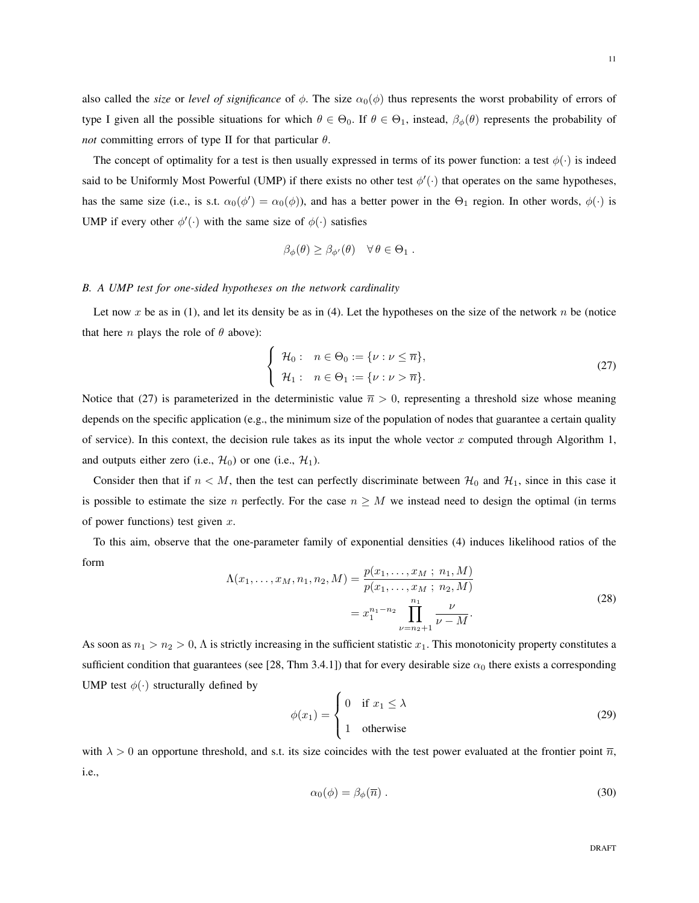also called the *size* or *level of significance* of $\phi$. The size $\alpha_0(\phi)$ thus represents the worst probability of errors of type I given all the possible situations for which $\theta \in \Theta_0$. If $\theta \in \Theta_1$, instead, $\beta_\phi(\theta)$ represents the probability of *not* committing errors of type II for that particular $\theta$.

The concept of optimality for a test is then usually expressed in terms of its power function: a test $\phi(\cdot)$ is indeed said to be Uniformly Most Powerful (UMP) if there exists no other test $\phi'(\cdot)$ that operates on the same hypotheses, has the same size (i.e., is s.t. $\alpha_0(\phi') = \alpha_0(\phi)$), and has a better power in the $\Theta_1$ region. In other words, $\phi(\cdot)$ is UMP if every other $\phi'(\cdot)$ with the same size of $\phi(\cdot)$ satisfies

$$\beta_\phi(\theta) \geq \beta_{\phi'}(\theta) \quad \forall\, \theta \in \Theta_1 \; .$$

### B. A UMP test for one-sided hypotheses on the network cardinality

Let now $x$ be as in (1), and let its density be as in (4). Let the hypotheses on the size of the network $n$ be (notice that here $n$ plays the role of $\theta$ above):

$$\begin{cases} \mathcal{H}_0 : & n \in \Theta_0 := \{\nu : \nu \leq \overline{n}\}, \\ \mathcal{H}_1 : & n \in \Theta_1 := \{\nu : \nu > \overline{n}\}. \end{cases} \tag{27}$$

Notice that (27) is parameterized in the deterministic value $\overline{n} > 0$, representing a threshold size whose meaning depends on the specific application (e.g., the minimum size of the population of nodes that guarantee a certain quality of service). In this context, the decision rule takes as its input the whole vector $x$ computed through Algorithm 1, and outputs either zero (i.e., $\mathcal{H}_0$) or one (i.e., $\mathcal{H}_1$).

Consider then that if $n < M$, then the test can perfectly discriminate between $\mathcal{H}_0$ and $\mathcal{H}_1$, since in this case it is possible to estimate the size $n$ perfectly. For the case $n \geq M$ we instead need to design the optimal (in terms of power functions) test given $x$.

To this aim, observe that the one-parameter family of exponential densities (4) induces likelihood ratios of the form

$$\begin{aligned} \Lambda(x_1, \ldots, x_M, n_1, n_2, M) &= \frac{p(x_1, \ldots, x_M \; ; \; n_1, M)}{p(x_1, \ldots, x_M \; ; \; n_2, M)} \\ &= x_1^{n_1 - n_2} \prod_{\nu = n_2 + 1}^{n_1} \frac{\nu}{\nu - M}. \end{aligned} \tag{28}$$

As soon as $n_1 > n_2 > 0$, $\Lambda$ is strictly increasing in the sufficient statistic $x_1$. This monotonicity property constitutes a sufficient condition that guarantees (see [28, Thm 3.4.1]) that for every desirable size $\alpha_0$ there exists a corresponding UMP test $\phi(\cdot)$ structurally defined by

$$\phi(x_1) = \begin{cases} 0 & \text{if } x_1 \leq \lambda \\ 1 & \text{otherwise} \end{cases} \tag{29}$$

with $\lambda > 0$ an opportune threshold, and s.t. its size coincides with the test power evaluated at the frontier point $\overline{n}$, i.e.,

$$\alpha_0(\phi) = \beta_\phi(\overline{n}) \; . \tag{30}$$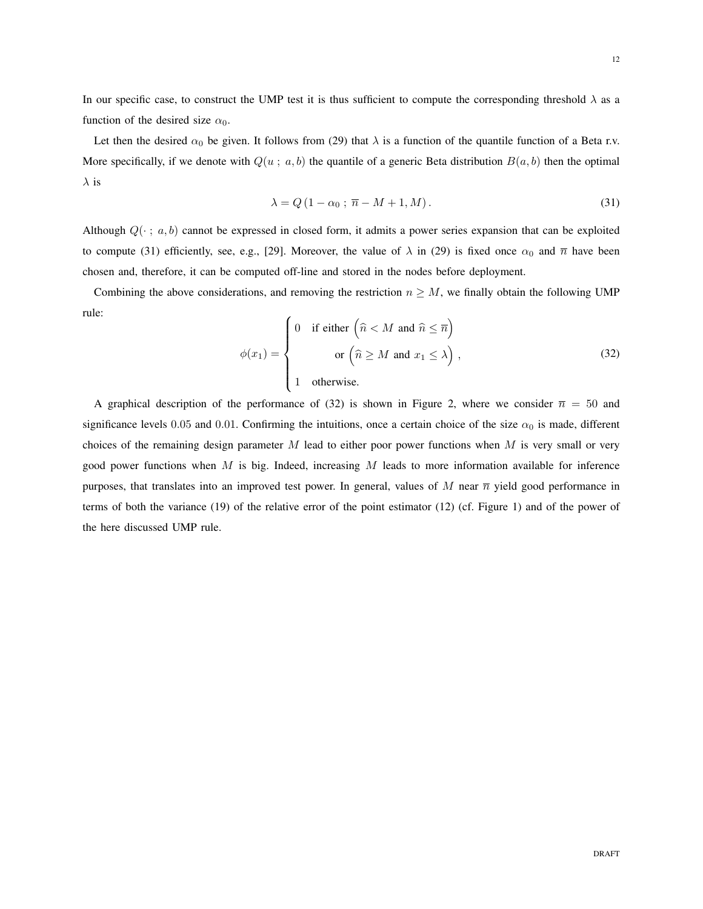In our specific case, to construct the UMP test it is thus sufficient to compute the corresponding threshold $\lambda$ as a function of the desired size $\alpha_0$.

Let then the desired $\alpha_0$ be given. It follows from (29) that $\lambda$ is a function of the quantile function of a Beta r.v. More specifically, if we denote with $Q(u\ ;\ a, b)$ the quantile of a generic Beta distribution $B(a, b)$ then the optimal $\lambda$ is

$$\lambda = Q\left(1 - \alpha_0\ ;\ \overline{n} - M + 1, M\right). \tag{31}$$

Although $Q(\cdot\ ;\ a, b)$ cannot be expressed in closed form, it admits a power series expansion that can be exploited to compute (31) efficiently, see, e.g., [29]. Moreover, the value of $\lambda$ in (29) is fixed once $\alpha_0$ and $\overline{n}$ have been chosen and, therefore, it can be computed off-line and stored in the nodes before deployment.

Combining the above considerations, and removing the restriction $n \geq M$, we finally obtain the following UMP rule:

$$\phi(x_1) = \begin{cases} 0 & \text{if either } \left(\widehat{n} < M \text{ and } \widehat{n} \leq \overline{n}\right) \\ & \quad \text{or } \left(\widehat{n} \geq M \text{ and } x_1 \leq \lambda\right), \\ 1 & \text{otherwise.} \end{cases} \tag{32}$$

A graphical description of the performance of (32) is shown in Figure 2, where we consider $\overline{n} = 50$ and significance levels $0.05$ and $0.01$. Confirming the intuitions, once a certain choice of the size $\alpha_0$ is made, different choices of the remaining design parameter $M$ lead to either poor power functions when $M$ is very small or very good power functions when $M$ is big. Indeed, increasing $M$ leads to more information available for inference purposes, that translates into an improved test power. In general, values of $M$ near $\overline{n}$ yield good performance in terms of both the variance (19) of the relative error of the point estimator (12) (cf. Figure 1) and of the power of the here discussed UMP rule.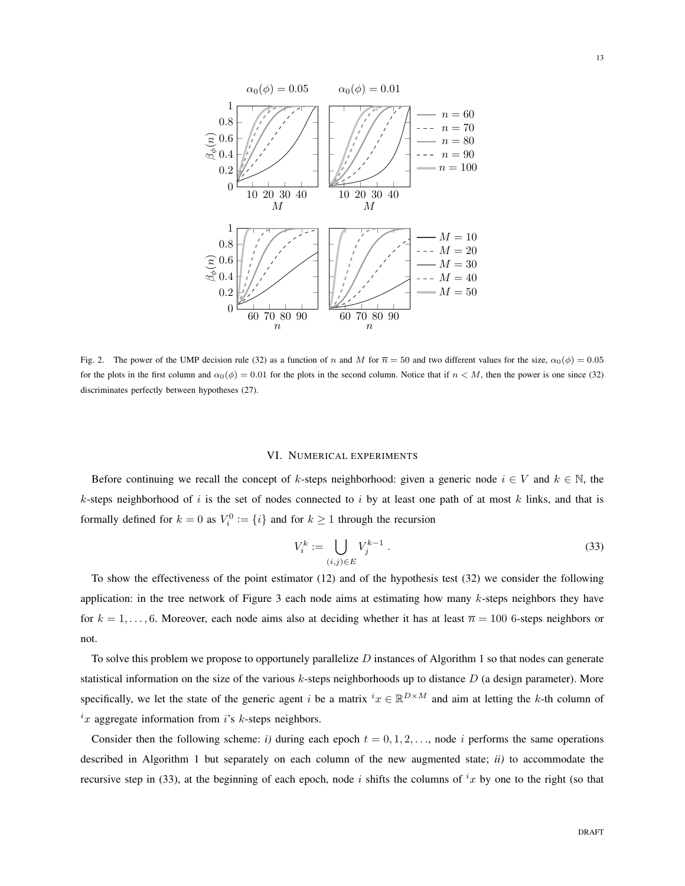Fig. 2. The power of the UMP decision rule (32) as a function of $n$ and $M$ for $\overline{n} = 50$ and two different values for the size, $\alpha_0(\phi) = 0.05$ for the plots in the first column and $\alpha_0(\phi) = 0.01$ for the plots in the second column. Notice that if $n < M$, then the power is one since (32) discriminates perfectly between hypotheses (27).

## VI. Numerical experiments

Before continuing we recall the concept of $k$-steps neighborhood: given a generic node $i \in V$ and $k \in \mathbb{N}$, the $k$-steps neighborhood of $i$ is the set of nodes connected to $i$ by at least one path of at most $k$ links, and that is formally defined for $k = 0$ as $V_i^0 := \{i\}$ and for $k \geq 1$ through the recursion

$$V_i^k := \bigcup_{(i,j) \in E} V_j^{k-1} . \tag{33}$$

To show the effectiveness of the point estimator (12) and of the hypothesis test (32) we consider the following application: in the tree network of Figure 3 each node aims at estimating how many $k$-steps neighbors they have for $k = 1, \ldots, 6$. Moreover, each node aims also at deciding whether it has at least $\overline{n} = 100$ 6-steps neighbors or not.

To solve this problem we propose to opportunely parallelize $D$ instances of Algorithm 1 so that nodes can generate statistical information on the size of the various $k$-steps neighborhoods up to distance $D$ (a design parameter). More specifically, we let the state of the generic agent $i$ be a matrix ${}^i x \in \mathbb{R}^{D \times M}$ and aim at letting the $k$-th column of ${}^i x$ aggregate information from $i$'s $k$-steps neighbors.

Consider then the following scheme: *i)* during each epoch $t = 0, 1, 2, \ldots$, node $i$ performs the same operations described in Algorithm 1 but separately on each column of the new augmented state; *ii)* to accommodate the recursive step in (33), at the beginning of each epoch, node $i$ shifts the columns of ${}^i x$ by one to the right (so that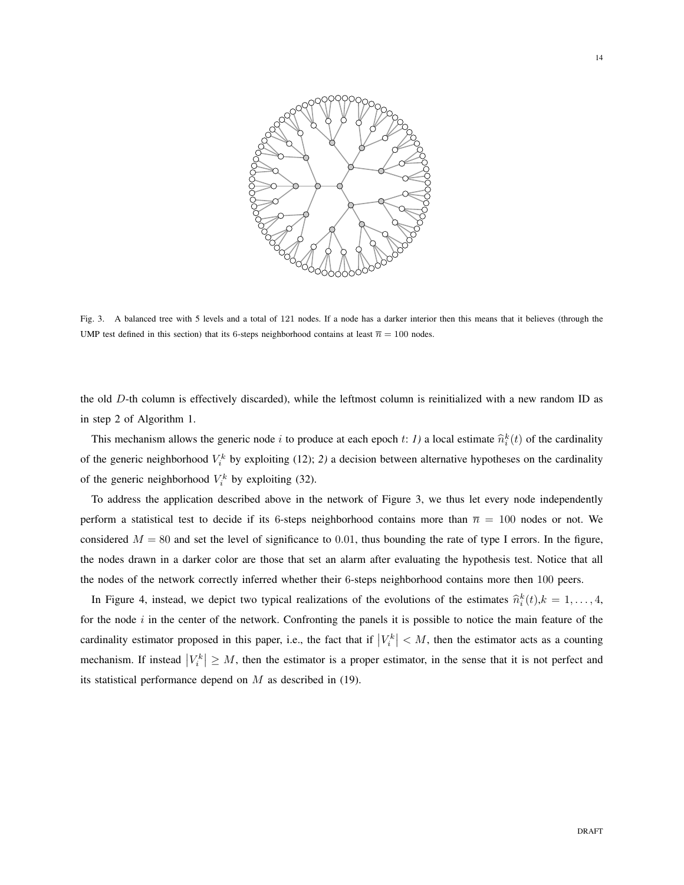Fig. 3. A balanced tree with 5 levels and a total of 121 nodes. If a node has a darker interior then this means that it believes (through the UMP test defined in this section) that its 6-steps neighborhood contains at least $\overline{n} = 100$ nodes.

the old $D$-th column is effectively discarded), while the leftmost column is reinitialized with a new random ID as in step 2 of Algorithm 1.

This mechanism allows the generic node $i$ to produce at each epoch $t$: *1)* a local estimate $\widehat{n}_i^k(t)$ of the cardinality of the generic neighborhood $V_i^k$ by exploiting (12); *2)* a decision between alternative hypotheses on the cardinality of the generic neighborhood $V_i^k$ by exploiting (32).

To address the application described above in the network of Figure 3, we thus let every node independently perform a statistical test to decide if its 6-steps neighborhood contains more than $\overline{n} = 100$ nodes or not. We considered $M = 80$ and set the level of significance to $0.01$, thus bounding the rate of type I errors. In the figure, the nodes drawn in a darker color are those that set an alarm after evaluating the hypothesis test. Notice that all the nodes of the network correctly inferred whether their 6-steps neighborhood contains more then $100$ peers.

In Figure 4, instead, we depict two typical realizations of the evolutions of the estimates $\widehat{n}_i^k(t), k = 1, \ldots, 4$, for the node $i$ in the center of the network. Confronting the panels it is possible to notice the main feature of the cardinality estimator proposed in this paper, i.e., the fact that if $\left|V_i^k\right| < M$, then the estimator acts as a counting mechanism. If instead $\left|V_i^k\right| \geq M$, then the estimator is a proper estimator, in the sense that it is not perfect and its statistical performance depend on $M$ as described in (19).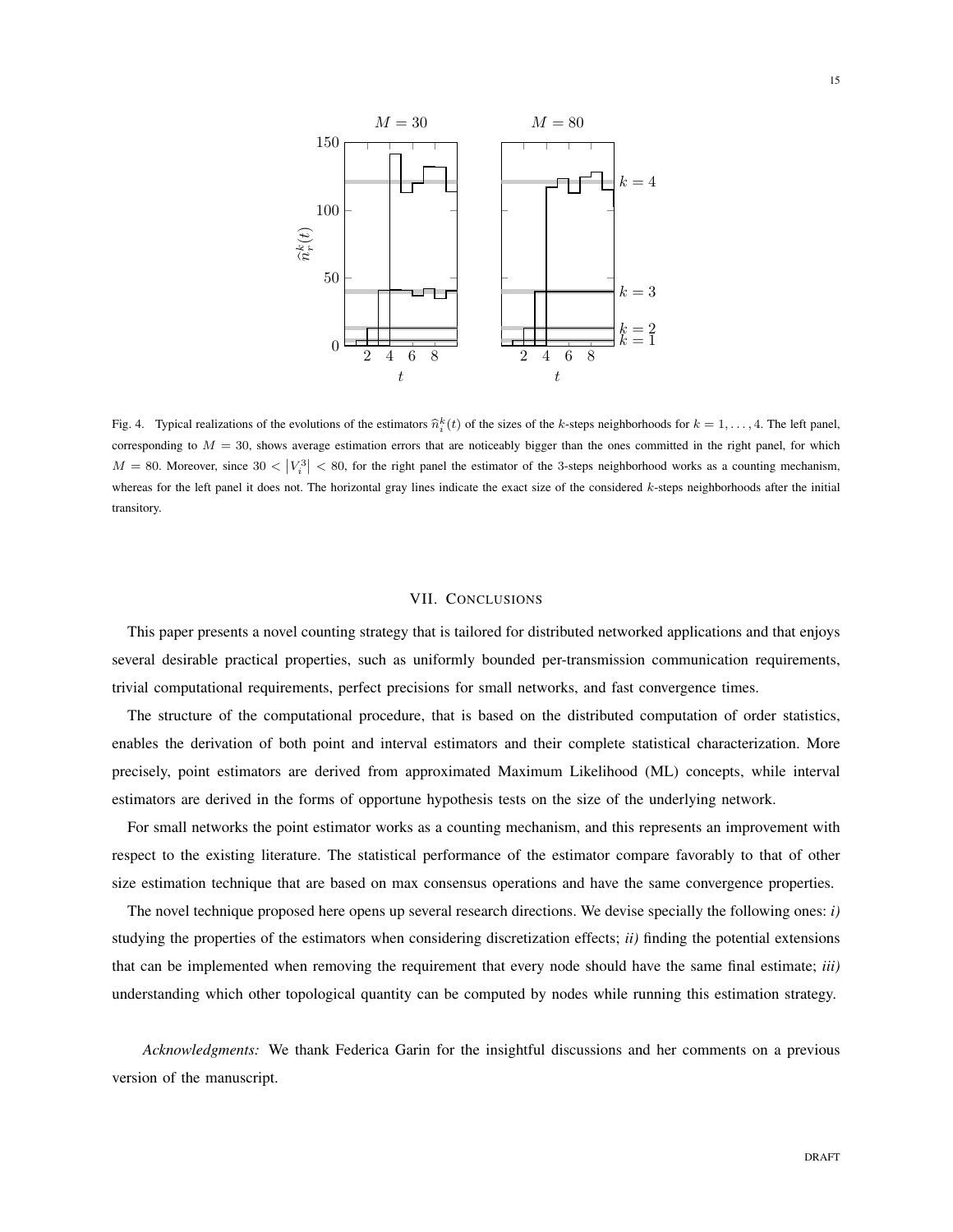Fig. 4. Typical realizations of the evolutions of the estimators $\widehat{n}_i^k(t)$ of the sizes of the $k$-steps neighborhoods for $k = 1, \ldots, 4$. The left panel, corresponding to $M = 30$, shows average estimation errors that are noticeably bigger than the ones committed in the right panel, for which $M = 80$. Moreover, since $30 < \left|V_i^3\right| < 80$, for the right panel the estimator of the 3-steps neighborhood works as a counting mechanism, whereas for the left panel it does not. The horizontal gray lines indicate the exact size of the considered $k$-steps neighborhoods after the initial transitory.

## VII. Conclusions

This paper presents a novel counting strategy that is tailored for distributed networked applications and that enjoys several desirable practical properties, such as uniformly bounded per-transmission communication requirements, trivial computational requirements, perfect precisions for small networks, and fast convergence times.

The structure of the computational procedure, that is based on the distributed computation of order statistics, enables the derivation of both point and interval estimators and their complete statistical characterization. More precisely, point estimators are derived from approximated Maximum Likelihood (ML) concepts, while interval estimators are derived in the forms of opportune hypothesis tests on the size of the underlying network.

For small networks the point estimator works as a counting mechanism, and this represents an improvement with respect to the existing literature. The statistical performance of the estimator compare favorably to that of other size estimation technique that are based on max consensus operations and have the same convergence properties.

The novel technique proposed here opens up several research directions. We devise specially the following ones: *i)* studying the properties of the estimators when considering discretization effects; *ii)* finding the potential extensions that can be implemented when removing the requirement that every node should have the same final estimate; *iii)* understanding which other topological quantity can be computed by nodes while running this estimation strategy.

*Acknowledgments:* We thank Federica Garin for the insightful discussions and her comments on a previous version of the manuscript.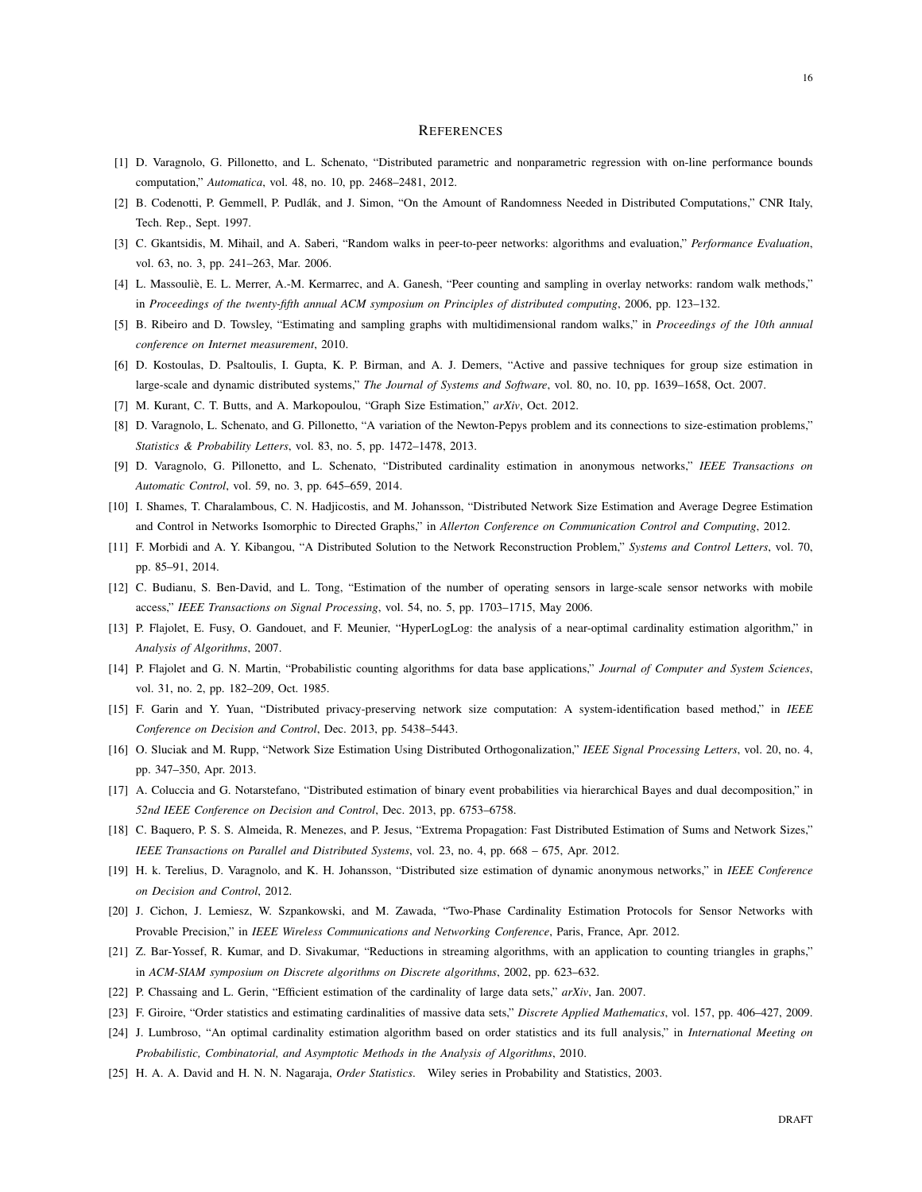## REFERENCES

[1] D. Varagnolo, G. Pillonetto, and L. Schenato, "Distributed parametric and nonparametric regression with on-line performance bounds computation," *Automatica*, vol. 48, no. 10, pp. 2468–2481, 2012.

[2] B. Codenotti, P. Gemmell, P. Pudlák, and J. Simon, "On the Amount of Randomness Needed in Distributed Computations," CNR Italy, Tech. Rep., Sept. 1997.

[3] C. Gkantsidis, M. Mihail, and A. Saberi, "Random walks in peer-to-peer networks: algorithms and evaluation," *Performance Evaluation*, vol. 63, no. 3, pp. 241–263, Mar. 2006.

[4] L. Massouliè, E. L. Merrer, A.-M. Kermarrec, and A. Ganesh, "Peer counting and sampling in overlay networks: random walk methods," in *Proceedings of the twenty-fifth annual ACM symposium on Principles of distributed computing*, 2006, pp. 123–132.

[5] B. Ribeiro and D. Towsley, "Estimating and sampling graphs with multidimensional random walks," in *Proceedings of the 10th annual conference on Internet measurement*, 2010.

[6] D. Kostoulas, D. Psaltoulis, I. Gupta, K. P. Birman, and A. J. Demers, "Active and passive techniques for group size estimation in large-scale and dynamic distributed systems," *The Journal of Systems and Software*, vol. 80, no. 10, pp. 1639–1658, Oct. 2007.

[7] M. Kurant, C. T. Butts, and A. Markopoulou, "Graph Size Estimation," *arXiv*, Oct. 2012.

[8] D. Varagnolo, L. Schenato, and G. Pillonetto, "A variation of the Newton-Pepys problem and its connections to size-estimation problems," *Statistics & Probability Letters*, vol. 83, no. 5, pp. 1472–1478, 2013.

[9] D. Varagnolo, G. Pillonetto, and L. Schenato, "Distributed cardinality estimation in anonymous networks," *IEEE Transactions on Automatic Control*, vol. 59, no. 3, pp. 645–659, 2014.

[10] I. Shames, T. Charalambous, C. N. Hadjicostis, and M. Johansson, "Distributed Network Size Estimation and Average Degree Estimation and Control in Networks Isomorphic to Directed Graphs," in *Allerton Conference on Communication Control and Computing*, 2012.

[11] F. Morbidi and A. Y. Kibangou, "A Distributed Solution to the Network Reconstruction Problem," *Systems and Control Letters*, vol. 70, pp. 85–91, 2014.

[12] C. Budianu, S. Ben-David, and L. Tong, "Estimation of the number of operating sensors in large-scale sensor networks with mobile access," *IEEE Transactions on Signal Processing*, vol. 54, no. 5, pp. 1703–1715, May 2006.

[13] P. Flajolet, E. Fusy, O. Gandouet, and F. Meunier, "HyperLogLog: the analysis of a near-optimal cardinality estimation algorithm," in *Analysis of Algorithms*, 2007.

[14] P. Flajolet and G. N. Martin, "Probabilistic counting algorithms for data base applications," *Journal of Computer and System Sciences*, vol. 31, no. 2, pp. 182–209, Oct. 1985.

[15] F. Garin and Y. Yuan, "Distributed privacy-preserving network size computation: A system-identification based method," in *IEEE Conference on Decision and Control*, Dec. 2013, pp. 5438–5443.

[16] O. Sluciak and M. Rupp, "Network Size Estimation Using Distributed Orthogonalization," *IEEE Signal Processing Letters*, vol. 20, no. 4, pp. 347–350, Apr. 2013.

[17] A. Coluccia and G. Notarstefano, "Distributed estimation of binary event probabilities via hierarchical Bayes and dual decomposition," in *52nd IEEE Conference on Decision and Control*, Dec. 2013, pp. 6753–6758.

[18] C. Baquero, P. S. S. Almeida, R. Menezes, and P. Jesus, "Extrema Propagation: Fast Distributed Estimation of Sums and Network Sizes," *IEEE Transactions on Parallel and Distributed Systems*, vol. 23, no. 4, pp. 668 – 675, Apr. 2012.

[19] H. k. Terelius, D. Varagnolo, and K. H. Johansson, "Distributed size estimation of dynamic anonymous networks," in *IEEE Conference on Decision and Control*, 2012.

[20] J. Cichon, J. Lemiesz, W. Szpankowski, and M. Zawada, "Two-Phase Cardinality Estimation Protocols for Sensor Networks with Provable Precision," in *IEEE Wireless Communications and Networking Conference*, Paris, France, Apr. 2012.

[21] Z. Bar-Yossef, R. Kumar, and D. Sivakumar, "Reductions in streaming algorithms, with an application to counting triangles in graphs," in *ACM-SIAM symposium on Discrete algorithms on Discrete algorithms*, 2002, pp. 623–632.

[22] P. Chassaing and L. Gerin, "Efficient estimation of the cardinality of large data sets," *arXiv*, Jan. 2007.

[23] F. Giroire, "Order statistics and estimating cardinalities of massive data sets," *Discrete Applied Mathematics*, vol. 157, pp. 406–427, 2009.

[24] J. Lumbroso, "An optimal cardinality estimation algorithm based on order statistics and its full analysis," in *International Meeting on Probabilistic, Combinatorial, and Asymptotic Methods in the Analysis of Algorithms*, 2010.

[25] H. A. A. David and H. N. N. Nagaraja, *Order Statistics*. Wiley series in Probability and Statistics, 2003.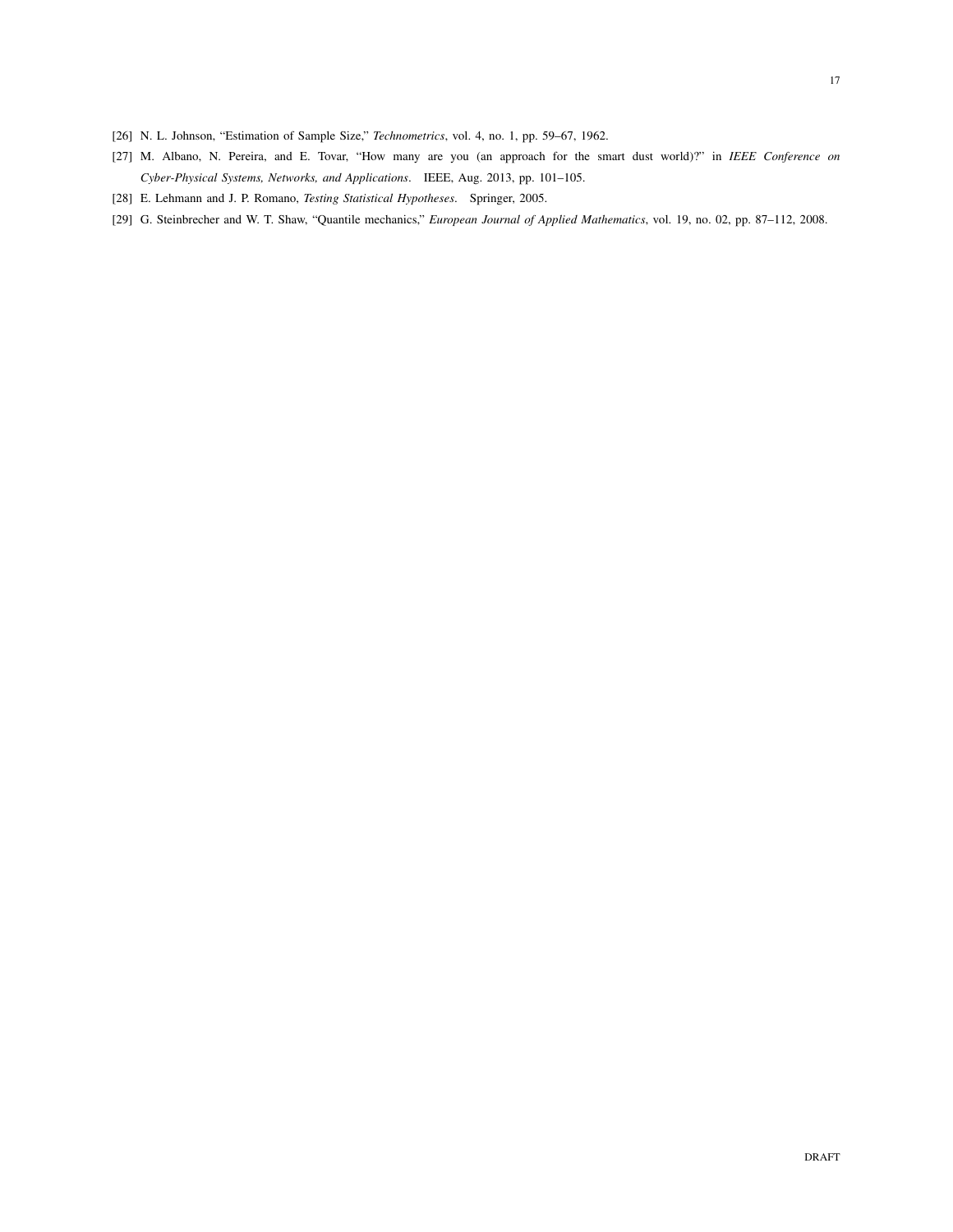[26] N. L. Johnson, "Estimation of Sample Size," *Technometrics*, vol. 4, no. 1, pp. 59–67, 1962.

[27] M. Albano, N. Pereira, and E. Tovar, "How many are you (an approach for the smart dust world)?" in *IEEE Conference on Cyber-Physical Systems, Networks, and Applications*. IEEE, Aug. 2013, pp. 101–105.

[28] E. Lehmann and J. P. Romano, *Testing Statistical Hypotheses*. Springer, 2005.

[29] G. Steinbrecher and W. T. Shaw, "Quantile mechanics," *European Journal of Applied Mathematics*, vol. 19, no. 02, pp. 87–112, 2008.